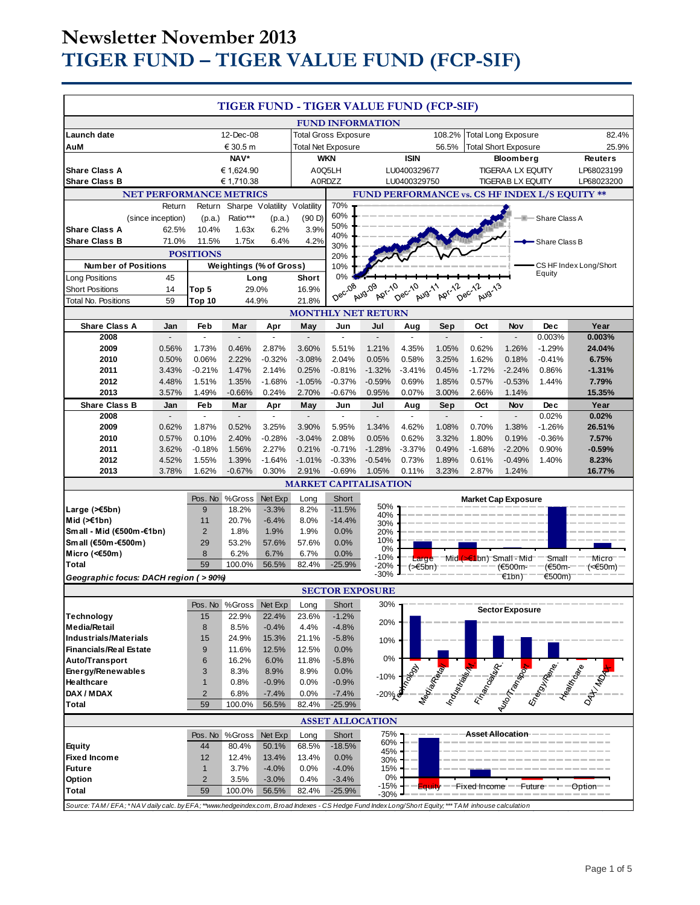# Newsletter November 2013

# TIGER FUND – TIGER VALUE FUND (FCP-SIF)

## TIGER FUND - TIGER VALUE FUND (FCP-SIF)

### FUND INFORMATION

| | | | | | |
|---|---|---|---|---|---|
| Launch date | 12-Dec-08 | Total Gross Exposure | 108.2% | Total Long Exposure | 82.4% |
| AuM | € 30.5 m | Total Net Exposure | 56.5% | Total Short Exposure | 25.9% |

| | NAV* | WKN | ISIN | Bloomberg | Reuters |
|---|---|---|---|---|---|
| Share Class A | € 1,624.90 | A0Q5LH | LU0400329677 | TIGERAA LX EQUITY | LP68023199 |
| Share Class B | € 1,710.38 | A0RDZZ | LU0400329750 | TIGERAB LX EQUITY | LP68023200 |

### NET PERFORMANCE METRICS

| | Return (since inception) | Return (p.a.) | Sharpe Ratio*** | Volatility (p.a.) | Volatility (90 D) |
|---|---|---|---|---|---|
| Share Class A | 62.5% | 10.4% | 1.63x | 6.2% | 3.9% |
| Share Class B | 71.0% | 11.5% | 1.75x | 6.4% | 4.2% |

### POSITIONS

| Number of Positions | | Weightings (% of Gross) | Long | Short |
|---|---|---|---|---|
| Long Positions | 45 | | | |
| Short Positions | 14 | Top 5 | 29.0% | 16.9% |
| Total No. Positions | 59 | Top 10 | 44.9% | 21.8% |

### FUND PERFORMANCE vs. CS HF INDEX L/S EQUITY **

### MONTHLY NET RETURN

| Share Class A | Jan | Feb | Mar | Apr | May | Jun | Jul | Aug | Sep | Oct | Nov | Dec | Year |
|---|---|---|---|---|---|---|---|---|---|---|---|---|---|
| 2008 | - | - | - | - | - | - | - | - | - | - | - | 0.003% | **0.003%** |
| 2009 | 0.56% | 1.73% | 0.46% | 2.87% | 3.60% | 5.51% | 1.21% | 4.35% | 1.05% | 0.62% | 1.26% | -1.29% | **24.04%** |
| 2010 | 0.50% | 0.06% | 2.22% | -0.32% | -3.08% | 2.04% | 0.05% | 0.58% | 3.25% | 1.62% | 0.18% | -0.41% | **6.75%** |
| 2011 | 3.43% | -0.21% | 1.47% | 2.14% | 0.25% | -0.81% | -1.32% | -3.41% | 0.45% | -1.72% | -2.24% | 0.86% | **-1.31%** |
| 2012 | 4.48% | 1.51% | 1.35% | -1.68% | -1.05% | -0.37% | -0.59% | 0.69% | 1.85% | 0.57% | -0.53% | 1.44% | **7.79%** |
| 2013 | 3.57% | 1.49% | -0.66% | 0.24% | 2.70% | -0.67% | 0.95% | 0.07% | 3.00% | 2.66% | 1.14% | | **15.35%** |

| Share Class B | Jan | Feb | Mar | Apr | May | Jun | Jul | Aug | Sep | Oct | Nov | Dec | Year |
|---|---|---|---|---|---|---|---|---|---|---|---|---|---|
| 2008 | - | - | - | - | - | - | - | - | - | - | - | 0.02% | **0.02%** |
| 2009 | 0.62% | 1.87% | 0.52% | 3.25% | 3.90% | 5.95% | 1.34% | 4.62% | 1.08% | 0.70% | 1.38% | -1.26% | **26.51%** |
| 2010 | 0.57% | 0.10% | 2.40% | -0.28% | -3.04% | 2.08% | 0.05% | 0.62% | 3.32% | 1.80% | 0.19% | -0.36% | **7.57%** |
| 2011 | 3.62% | -0.18% | 1.56% | 2.27% | 0.21% | -0.71% | -1.28% | -3.37% | 0.49% | -1.68% | -2.20% | 0.90% | **-0.59%** |
| 2012 | 4.52% | 1.55% | 1.39% | -1.64% | -1.01% | -0.33% | -0.54% | 0.73% | 1.89% | 0.61% | -0.49% | 1.40% | **8.23%** |
| 2013 | 3.78% | 1.62% | -0.67% | 0.30% | 2.91% | -0.69% | 1.05% | 0.11% | 3.23% | 2.87% | 1.24% | | **16.77%** |

### MARKET CAPITALISATION

| | Pos. No | %Gross | Net Exp | Long | Short |
|---|---|---|---|---|---|
| Large (>€5bn) | 9 | 18.2% | -3.3% | 8.2% | -11.5% |
| Mid (>€1bn) | 11 | 20.7% | -6.4% | 8.0% | -14.4% |
| Small - Mid (€500m-€1bn) | 2 | 1.8% | 1.9% | 1.9% | 0.0% |
| Small (€50m-€500m) | 29 | 53.2% | 57.6% | 57.6% | 0.0% |
| Micro (<€50m) | 8 | 6.2% | 6.7% | 6.7% | 0.0% |
| Total | 59 | 100.0% | 56.5% | 82.4% | -25.9% |

*Geographic focus: DACH region ( > 90%)*

### SECTOR EXPOSURE

| | Pos. No | %Gross | Net Exp | Long | Short |
|---|---|---|---|---|---|
| Technology | 15 | 22.9% | 22.4% | 23.6% | -1.2% |
| Media/Retail | 8 | 8.5% | -0.4% | 4.4% | -4.8% |
| Industrials/Materials | 15 | 24.9% | 15.3% | 21.1% | -5.8% |
| Financials/Real Estate | 9 | 11.6% | 12.5% | 12.5% | 0.0% |
| Auto/Transport | 6 | 16.2% | 6.0% | 11.8% | -5.8% |
| Energy/Renewables | 3 | 8.3% | 8.9% | 8.9% | 0.0% |
| Healthcare | 1 | 0.8% | -0.9% | 0.0% | -0.9% |
| DAX / MDAX | 2 | 6.8% | -7.4% | 0.0% | -7.4% |
| Total | 59 | 100.0% | 56.5% | 82.4% | -25.9% |

### ASSET ALLOCATION

| | Pos. No | %Gross | Net Exp | Long | Short |
|---|---|---|---|---|---|
| Equity | 44 | 80.4% | 50.1% | 68.5% | -18.5% |
| Fixed Income | 12 | 12.4% | 13.4% | 13.4% | 0.0% |
| Future | 1 | 3.7% | -4.0% | 0.0% | -4.0% |
| Option | 2 | 3.5% | -3.0% | 0.4% | -3.4% |
| Total | 59 | 100.0% | 56.5% | 82.4% | -25.9% |

*Source: TAM / EFA; * NAV daily calc. by EFA; **www.hedgeindex.com, Broad Indexes - CS Hedge Fund Index Long/Short Equity; *** TAM inhouse calculation*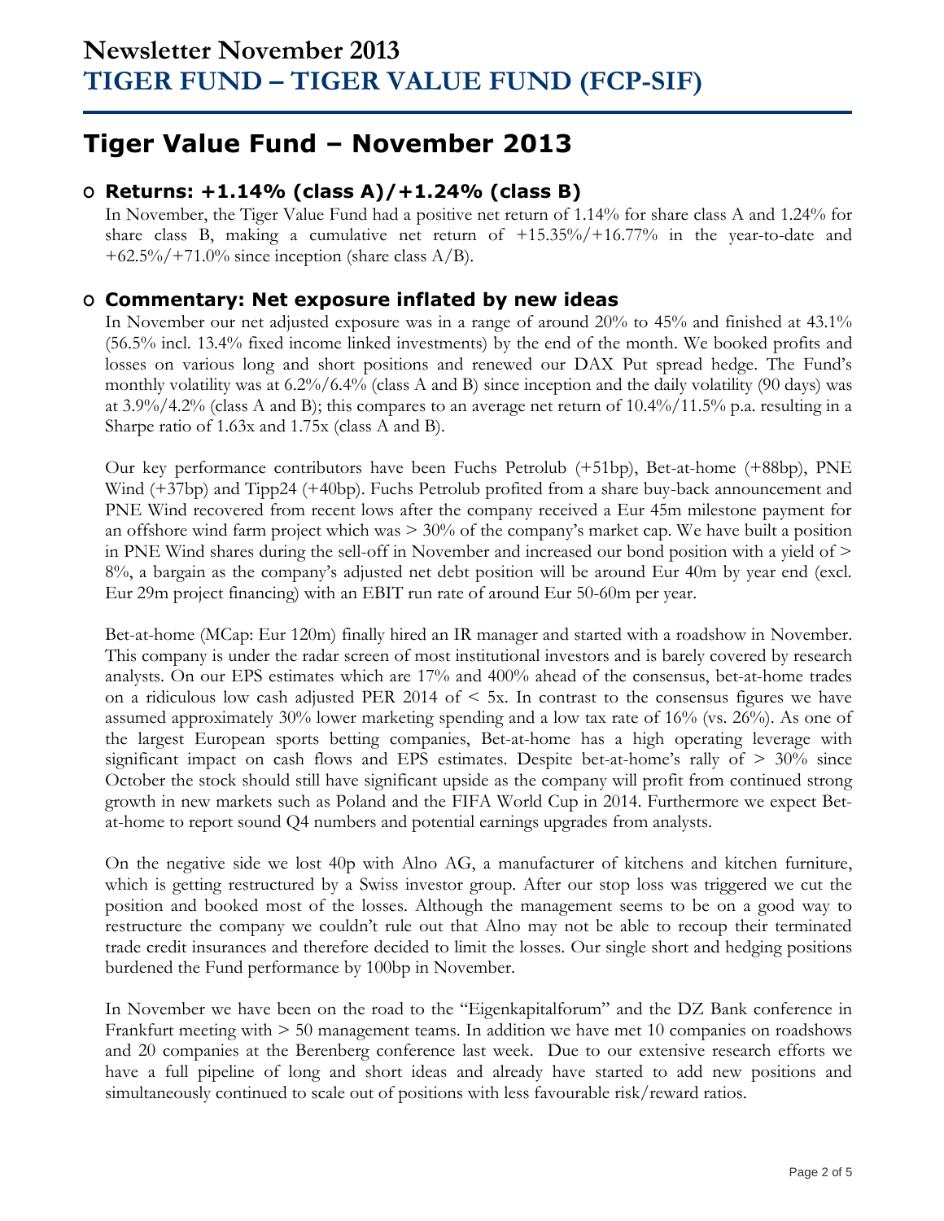# Newsletter November 2013
# TIGER FUND – TIGER VALUE FUND (FCP-SIF)

## Tiger Value Fund – November 2013

### Returns: +1.14% (class A)/+1.24% (class B)

In November, the Tiger Value Fund had a positive net return of 1.14% for share class A and 1.24% for share class B, making a cumulative net return of +15.35%/+16.77% in the year-to-date and +62.5%/+71.0% since inception (share class A/B).

### Commentary: Net exposure inflated by new ideas

In November our net adjusted exposure was in a range of around 20% to 45% and finished at 43.1% (56.5% incl. 13.4% fixed income linked investments) by the end of the month. We booked profits and losses on various long and short positions and renewed our DAX Put spread hedge. The Fund's monthly volatility was at 6.2%/6.4% (class A and B) since inception and the daily volatility (90 days) was at 3.9%/4.2% (class A and B); this compares to an average net return of 10.4%/11.5% p.a. resulting in a Sharpe ratio of 1.63x and 1.75x (class A and B).

Our key performance contributors have been Fuchs Petrolub (+51bp), Bet-at-home (+88bp), PNE Wind (+37bp) and Tipp24 (+40bp). Fuchs Petrolub profited from a share buy-back announcement and PNE Wind recovered from recent lows after the company received a Eur 45m milestone payment for an offshore wind farm project which was > 30% of the company's market cap. We have built a position in PNE Wind shares during the sell-off in November and increased our bond position with a yield of > 8%, a bargain as the company's adjusted net debt position will be around Eur 40m by year end (excl. Eur 29m project financing) with an EBIT run rate of around Eur 50-60m per year.

Bet-at-home (MCap: Eur 120m) finally hired an IR manager and started with a roadshow in November. This company is under the radar screen of most institutional investors and is barely covered by research analysts. On our EPS estimates which are 17% and 400% ahead of the consensus, bet-at-home trades on a ridiculous low cash adjusted PER 2014 of < 5x. In contrast to the consensus figures we have assumed approximately 30% lower marketing spending and a low tax rate of 16% (vs. 26%). As one of the largest European sports betting companies, Bet-at-home has a high operating leverage with significant impact on cash flows and EPS estimates. Despite bet-at-home's rally of > 30% since October the stock should still have significant upside as the company will profit from continued strong growth in new markets such as Poland and the FIFA World Cup in 2014. Furthermore we expect Bet-at-home to report sound Q4 numbers and potential earnings upgrades from analysts.

On the negative side we lost 40p with Alno AG, a manufacturer of kitchens and kitchen furniture, which is getting restructured by a Swiss investor group. After our stop loss was triggered we cut the position and booked most of the losses. Although the management seems to be on a good way to restructure the company we couldn't rule out that Alno may not be able to recoup their terminated trade credit insurances and therefore decided to limit the losses. Our single short and hedging positions burdened the Fund performance by 100bp in November.

In November we have been on the road to the "Eigenkapitalforum" and the DZ Bank conference in Frankfurt meeting with > 50 management teams. In addition we have met 10 companies on roadshows and 20 companies at the Berenberg conference last week. Due to our extensive research efforts we have a full pipeline of long and short ideas and already have started to add new positions and simultaneously continued to scale out of positions with less favourable risk/reward ratios.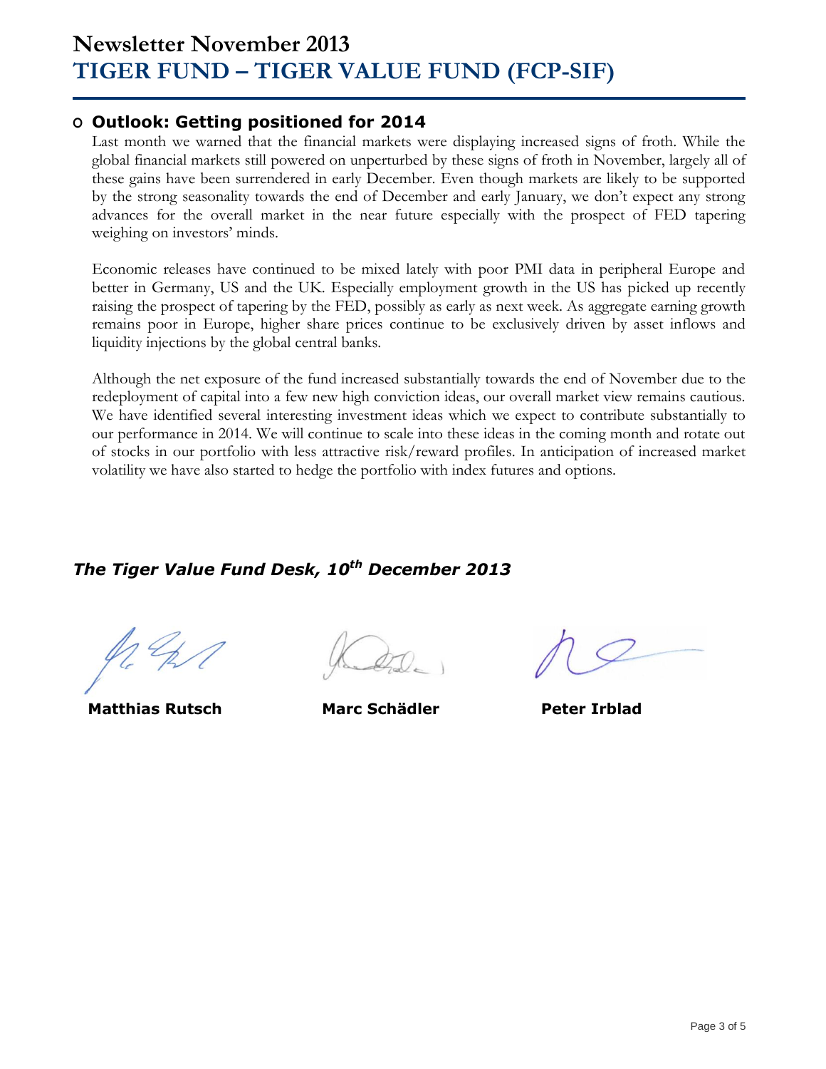# Newsletter November 2013
# TIGER FUND – TIGER VALUE FUND (FCP-SIF)

## Outlook: Getting positioned for 2014

Last month we warned that the financial markets were displaying increased signs of froth. While the global financial markets still powered on unperturbed by these signs of froth in November, largely all of these gains have been surrendered in early December. Even though markets are likely to be supported by the strong seasonality towards the end of December and early January, we don't expect any strong advances for the overall market in the near future especially with the prospect of FED tapering weighing on investors' minds.

Economic releases have continued to be mixed lately with poor PMI data in peripheral Europe and better in Germany, US and the UK. Especially employment growth in the US has picked up recently raising the prospect of tapering by the FED, possibly as early as next week. As aggregate earning growth remains poor in Europe, higher share prices continue to be exclusively driven by asset inflows and liquidity injections by the global central banks.

Although the net exposure of the fund increased substantially towards the end of November due to the redeployment of capital into a few new high conviction ideas, our overall market view remains cautious. We have identified several interesting investment ideas which we expect to contribute substantially to our performance in 2014. We will continue to scale into these ideas in the coming month and rotate out of stocks in our portfolio with less attractive risk/reward profiles. In anticipation of increased market volatility we have also started to hedge the portfolio with index futures and options.

***The Tiger Value Fund Desk, 10th December 2013***

**Matthias Rutsch** **Marc Schädler** **Peter Irblad**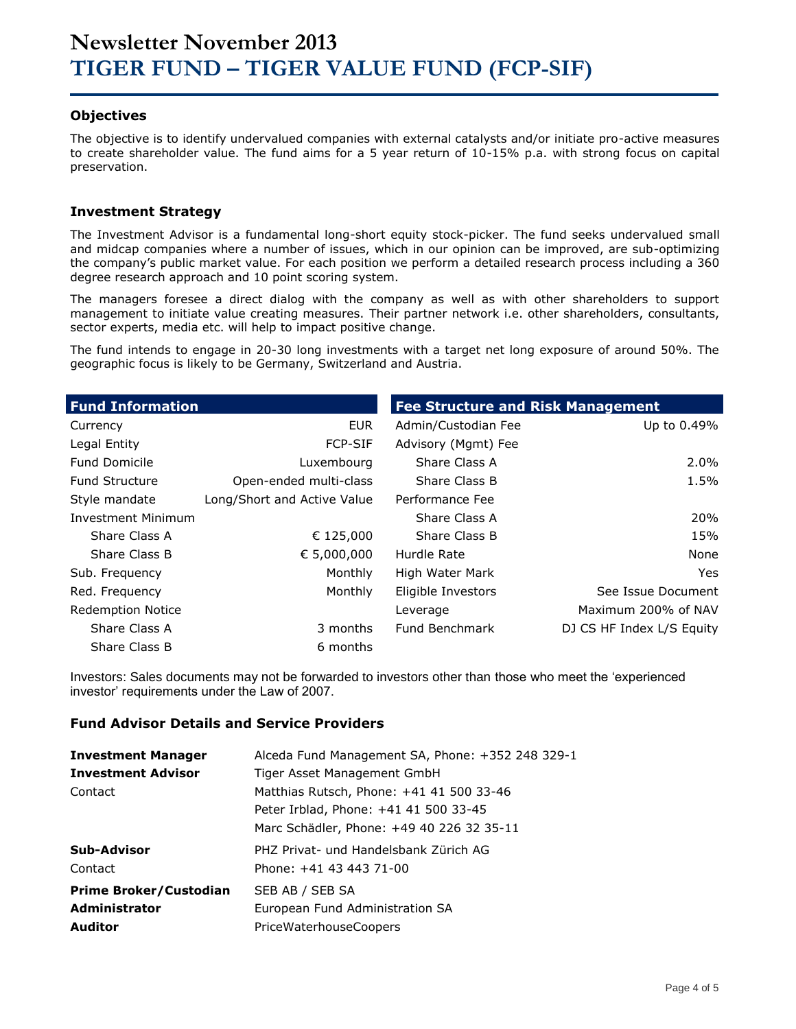# Newsletter November 2013
# TIGER FUND – TIGER VALUE FUND (FCP-SIF)

### Objectives

The objective is to identify undervalued companies with external catalysts and/or initiate pro-active measures to create shareholder value. The fund aims for a 5 year return of 10-15% p.a. with strong focus on capital preservation.

### Investment Strategy

The Investment Advisor is a fundamental long-short equity stock-picker. The fund seeks undervalued small and midcap companies where a number of issues, which in our opinion can be improved, are sub-optimizing the company's public market value. For each position we perform a detailed research process including a 360 degree research approach and 10 point scoring system.

The managers foresee a direct dialog with the company as well as with other shareholders to support management to initiate value creating measures. Their partner network i.e. other shareholders, consultants, sector experts, media etc. will help to impact positive change.

The fund intends to engage in 20-30 long investments with a target net long exposure of around 50%. The geographic focus is likely to be Germany, Switzerland and Austria.

| Fund Information | |
|---|---|
| Currency | EUR |
| Legal Entity | FCP-SIF |
| Fund Domicile | Luxembourg |
| Fund Structure | Open-ended multi-class |
| Style mandate | Long/Short and Active Value |
| Investment Minimum | |
| Share Class A | € 125,000 |
| Share Class B | € 5,000,000 |
| Sub. Frequency | Monthly |
| Red. Frequency | Monthly |
| Redemption Notice | |
| Share Class A | 3 months |
| Share Class B | 6 months |

| Fee Structure and Risk Management | |
|---|---|
| Admin/Custodian Fee | Up to 0.49% |
| Advisory (Mgmt) Fee | |
| Share Class A | 2.0% |
| Share Class B | 1.5% |
| Performance Fee | |
| Share Class A | 20% |
| Share Class B | 15% |
| Hurdle Rate | None |
| High Water Mark | Yes |
| Eligible Investors | See Issue Document |
| Leverage | Maximum 200% of NAV |
| Fund Benchmark | DJ CS HF Index L/S Equity |

Investors: Sales documents may not be forwarded to investors other than those who meet the 'experienced investor' requirements under the Law of 2007.

### Fund Advisor Details and Service Providers

| | |
|---|---|
| **Investment Manager** | Alceda Fund Management SA, Phone: +352 248 329-1 |
| **Investment Advisor** | Tiger Asset Management GmbH |
| Contact | Matthias Rutsch, Phone: +41 41 500 33-46 |
| | Peter Irblad, Phone: +41 41 500 33-45 |
| | Marc Schädler, Phone: +49 40 226 32 35-11 |
| **Sub-Advisor** | PHZ Privat- und Handelsbank Zürich AG |
| Contact | Phone: +41 43 443 71-00 |
| **Prime Broker/Custodian** | SEB AB / SEB SA |
| **Administrator** | European Fund Administration SA |
| **Auditor** | PriceWaterhouseCoopers |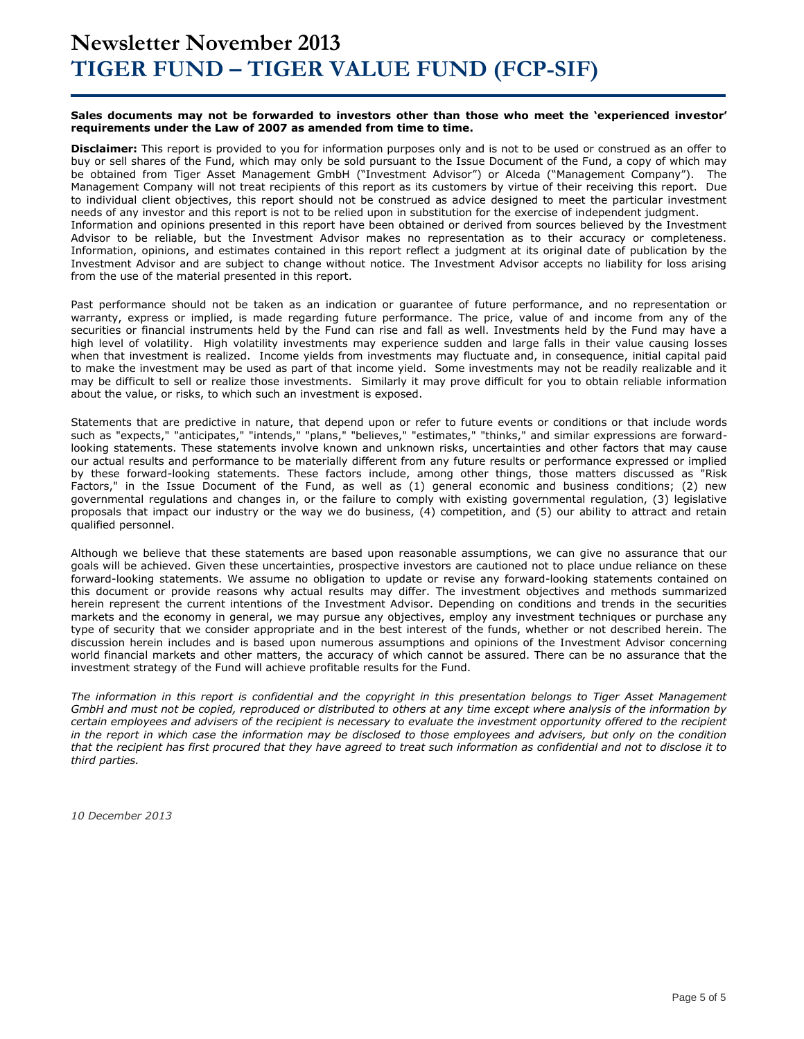**Sales documents may not be forwarded to investors other than those who meet the 'experienced investor' requirements under the Law of 2007 as amended from time to time.**

**Disclaimer:** This report is provided to you for information purposes only and is not to be used or construed as an offer to buy or sell shares of the Fund, which may only be sold pursuant to the Issue Document of the Fund, a copy of which may be obtained from Tiger Asset Management GmbH ("Investment Advisor") or Alceda ("Management Company"). The Management Company will not treat recipients of this report as its customers by virtue of their receiving this report. Due to individual client objectives, this report should not be construed as advice designed to meet the particular investment needs of any investor and this report is not to be relied upon in substitution for the exercise of independent judgment. Information and opinions presented in this report have been obtained or derived from sources believed by the Investment Advisor to be reliable, but the Investment Advisor makes no representation as to their accuracy or completeness. Information, opinions, and estimates contained in this report reflect a judgment at its original date of publication by the Investment Advisor and are subject to change without notice. The Investment Advisor accepts no liability for loss arising from the use of the material presented in this report.

Past performance should not be taken as an indication or guarantee of future performance, and no representation or warranty, express or implied, is made regarding future performance. The price, value of and income from any of the securities or financial instruments held by the Fund can rise and fall as well. Investments held by the Fund may have a high level of volatility. High volatility investments may experience sudden and large falls in their value causing losses when that investment is realized. Income yields from investments may fluctuate and, in consequence, initial capital paid to make the investment may be used as part of that income yield. Some investments may not be readily realizable and it may be difficult to sell or realize those investments. Similarly it may prove difficult for you to obtain reliable information about the value, or risks, to which such an investment is exposed.

Statements that are predictive in nature, that depend upon or refer to future events or conditions or that include words such as "expects," "anticipates," "intends," "plans," "believes," "estimates," "thinks," and similar expressions are forward-looking statements. These statements involve known and unknown risks, uncertainties and other factors that may cause our actual results and performance to be materially different from any future results or performance expressed or implied by these forward-looking statements. These factors include, among other things, those matters discussed as "Risk Factors," in the Issue Document of the Fund, as well as (1) general economic and business conditions; (2) new governmental regulations and changes in, or the failure to comply with existing governmental regulation, (3) legislative proposals that impact our industry or the way we do business, (4) competition, and (5) our ability to attract and retain qualified personnel.

Although we believe that these statements are based upon reasonable assumptions, we can give no assurance that our goals will be achieved. Given these uncertainties, prospective investors are cautioned not to place undue reliance on these forward-looking statements. We assume no obligation to update or revise any forward-looking statements contained on this document or provide reasons why actual results may differ. The investment objectives and methods summarized herein represent the current intentions of the Investment Advisor. Depending on conditions and trends in the securities markets and the economy in general, we may pursue any objectives, employ any investment techniques or purchase any type of security that we consider appropriate and in the best interest of the funds, whether or not described herein. The discussion herein includes and is based upon numerous assumptions and opinions of the Investment Advisor concerning world financial markets and other matters, the accuracy of which cannot be assured. There can be no assurance that the investment strategy of the Fund will achieve profitable results for the Fund.

*The information in this report is confidential and the copyright in this presentation belongs to Tiger Asset Management GmbH and must not be copied, reproduced or distributed to others at any time except where analysis of the information by certain employees and advisers of the recipient is necessary to evaluate the investment opportunity offered to the recipient in the report in which case the information may be disclosed to those employees and advisers, but only on the condition that the recipient has first procured that they have agreed to treat such information as confidential and not to disclose it to third parties.*

*10 December 2013*